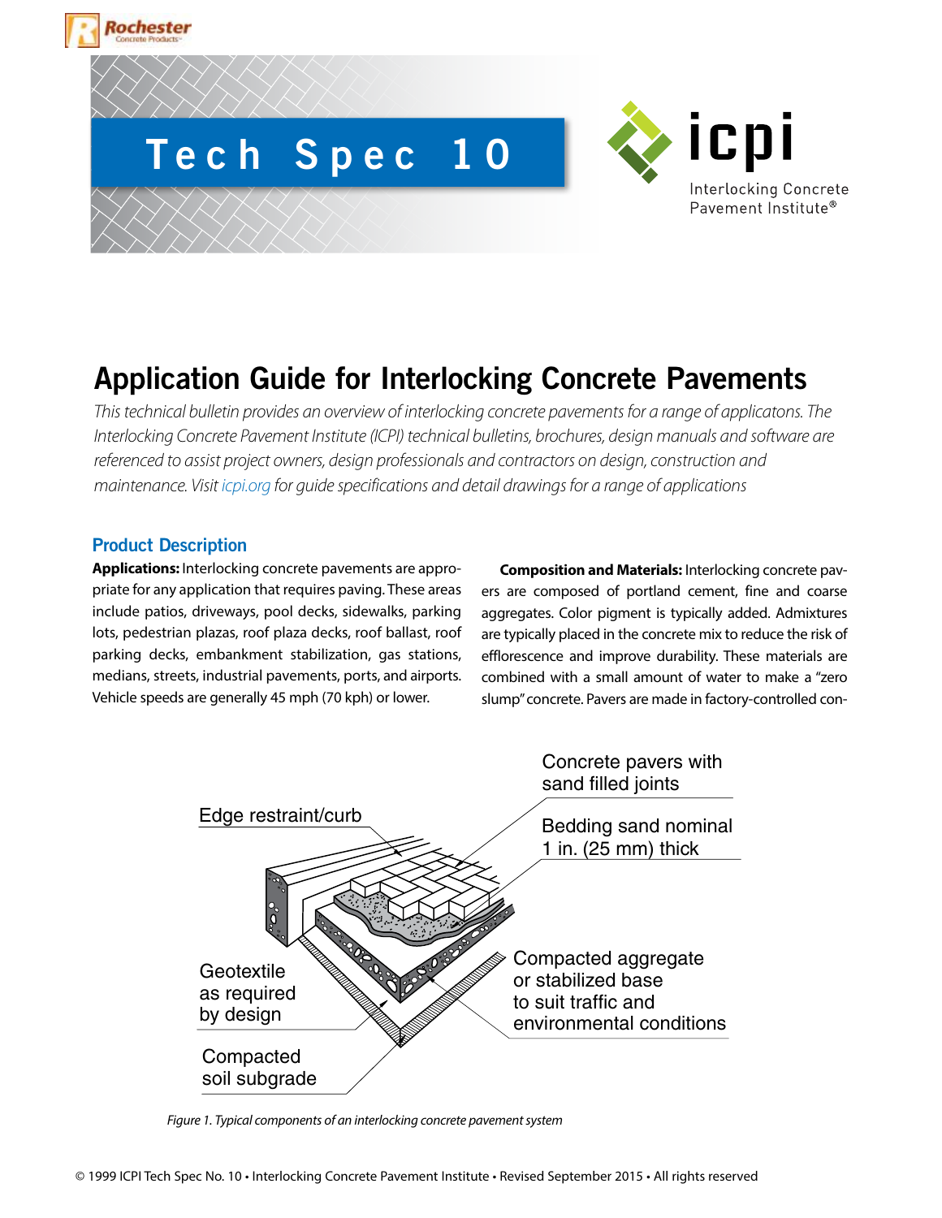# Tech Spec 10

# Application Guide for Interlocking Concrete Pavements

*This technical bulletin provides an overview of interlocking concrete pavements for a range of applicatons. The Interlocking Concrete Pavement Institute (ICPI) technical bulletins, brochures, design manuals and software are referenced to assist project owners, design professionals and contractors on design, construction and maintenance. Visit icpi.org for guide specifications and detail drawings for a range of applications*

## Product Description

**Applications:** Interlocking concrete pavements are appropriate for any application that requires paving. These areas include patios, driveways, pool decks, sidewalks, parking lots, pedestrian plazas, roof plaza decks, roof ballast, roof parking decks, embankment stabilization, gas stations, medians, streets, industrial pavements, ports, and airports. Vehicle speeds are generally 45 mph (70 kph) or lower.

**Composition and Materials:** Interlocking concrete pavers are composed of portland cement, fine and coarse aggregates. Color pigment is typically added. Admixtures are typically placed in the concrete mix to reduce the risk of efflorescence and improve durability. These materials are combined with a small amount of water to make a "zero slump" concrete. Pavers are made in factory-controlled con-

Edge restraint/curb

Concrete pavers with sand filled joints

Bedding sand nominal 1 in. (25 mm) thick

Geotextile as required by design

Compacted aggregate or stabilized base to suit traffic and environmental conditions

Compacted soil subgrade

*Figure 1. Typical components of an interlocking concrete pavement system*

© 1999 ICPI Tech Spec No. 10 • Interlocking Concrete Pavement Institute • Revised September 2015 • All rights reserved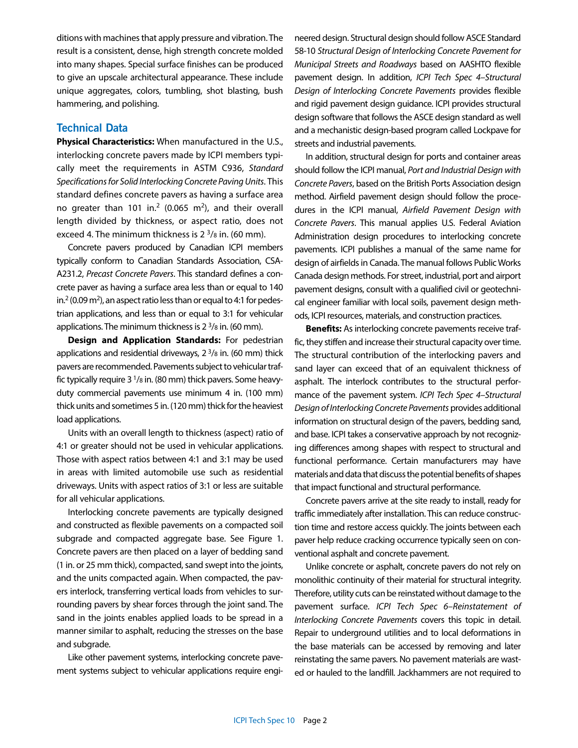ditions with machines that apply pressure and vibration. The result is a consistent, dense, high strength concrete molded into many shapes. Special surface finishes can be produced to give an upscale architectural appearance. These include unique aggregates, colors, tumbling, shot blasting, bush hammering, and polishing.

## Technical Data

**Physical Characteristics:** When manufactured in the U.S., interlocking concrete pavers made by ICPI members typically meet the requirements in ASTM C936, *Standard Specifications for Solid Interlocking Concrete Paving Units*. This standard defines concrete pavers as having a surface area no greater than 101 in.$^2$ (0.065 m$^2$), and their overall length divided by thickness, or aspect ratio, does not exceed 4. The minimum thickness is 2 3/8 in. (60 mm).

Concrete pavers produced by Canadian ICPI members typically conform to Canadian Standards Association, CSA-A231.2, *Precast Concrete Pavers*. This standard defines a concrete paver as having a surface area less than or equal to 140 in.$^2$ (0.09 m$^2$), an aspect ratio less than or equal to 4:1 for pedestrian applications, and less than or equal to 3:1 for vehicular applications. The minimum thickness is 2 3/8 in. (60 mm).

**Design and Application Standards:** For pedestrian applications and residential driveways, 2 3/8 in. (60 mm) thick pavers are recommended. Pavements subject to vehicular traffic typically require 3 1/8 in. (80 mm) thick pavers. Some heavy-duty commercial pavements use minimum 4 in. (100 mm) thick units and sometimes 5 in. (120 mm) thick for the heaviest load applications.

Units with an overall length to thickness (aspect) ratio of 4:1 or greater should not be used in vehicular applications. Those with aspect ratios between 4:1 and 3:1 may be used in areas with limited automobile use such as residential driveways. Units with aspect ratios of 3:1 or less are suitable for all vehicular applications.

Interlocking concrete pavements are typically designed and constructed as flexible pavements on a compacted soil subgrade and compacted aggregate base. See Figure 1. Concrete pavers are then placed on a layer of bedding sand (1 in. or 25 mm thick), compacted, sand swept into the joints, and the units compacted again. When compacted, the pavers interlock, transferring vertical loads from vehicles to surrounding pavers by shear forces through the joint sand. The sand in the joints enables applied loads to be spread in a manner similar to asphalt, reducing the stresses on the base and subgrade.

Like other pavement systems, interlocking concrete pavement systems subject to vehicular applications require engineered design. Structural design should follow ASCE Standard 58-10 *Structural Design of Interlocking Concrete Pavement for Municipal Streets and Roadways* based on AASHTO flexible pavement design. In addition, *ICPI Tech Spec 4–Structural Design of Interlocking Concrete Pavements* provides flexible and rigid pavement design guidance. ICPI provides structural design software that follows the ASCE design standard as well and a mechanistic design-based program called Lockpave for streets and industrial pavements.

In addition, structural design for ports and container areas should follow the ICPI manual, *Port and Industrial Design with Concrete Pavers*, based on the British Ports Association design method. Airfield pavement design should follow the procedures in the ICPI manual, *Airfield Pavement Design with Concrete Pavers*. This manual applies U.S. Federal Aviation Administration design procedures to interlocking concrete pavements. ICPI publishes a manual of the same name for design of airfields in Canada. The manual follows Public Works Canada design methods. For street, industrial, port and airport pavement designs, consult with a qualified civil or geotechnical engineer familiar with local soils, pavement design methods, ICPI resources, materials, and construction practices.

**Benefits:** As interlocking concrete pavements receive traffic, they stiffen and increase their structural capacity over time. The structural contribution of the interlocking pavers and sand layer can exceed that of an equivalent thickness of asphalt. The interlock contributes to the structural performance of the pavement system. *ICPI Tech Spec 4–Structural Design of Interlocking Concrete Pavements* provides additional information on structural design of the pavers, bedding sand, and base. ICPI takes a conservative approach by not recognizing differences among shapes with respect to structural and functional performance. Certain manufacturers may have materials and data that discuss the potential benefits of shapes that impact functional and structural performance.

Concrete pavers arrive at the site ready to install, ready for traffic immediately after installation. This can reduce construction time and restore access quickly. The joints between each paver help reduce cracking occurrence typically seen on conventional asphalt and concrete pavement.

Unlike concrete or asphalt, concrete pavers do not rely on monolithic continuity of their material for structural integrity. Therefore, utility cuts can be reinstated without damage to the pavement surface. *ICPI Tech Spec 6–Reinstatement of Interlocking Concrete Pavements* covers this topic in detail. Repair to underground utilities and to local deformations in the base materials can be accessed by removing and later reinstating the same pavers. No pavement materials are wasted or hauled to the landfill. Jackhammers are not required to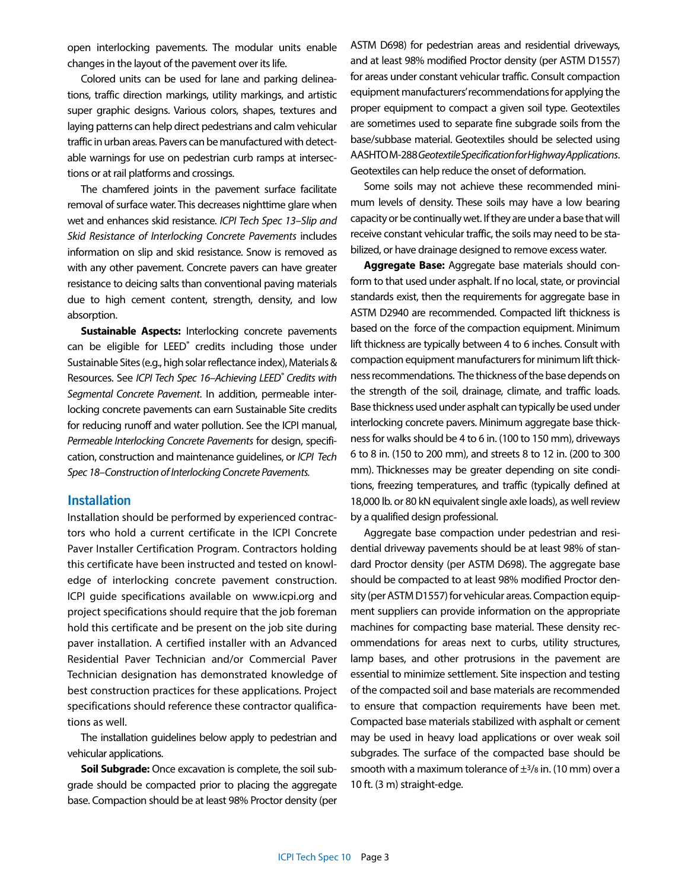open interlocking pavements. The modular units enable changes in the layout of the pavement over its life.

Colored units can be used for lane and parking delineations, traffic direction markings, utility markings, and artistic super graphic designs. Various colors, shapes, textures and laying patterns can help direct pedestrians and calm vehicular traffic in urban areas. Pavers can be manufactured with detectable warnings for use on pedestrian curb ramps at intersections or at rail platforms and crossings.

The chamfered joints in the pavement surface facilitate removal of surface water. This decreases nighttime glare when wet and enhances skid resistance. *ICPI Tech Spec 13–Slip and Skid Resistance of Interlocking Concrete Pavements* includes information on slip and skid resistance. Snow is removed as with any other pavement. Concrete pavers can have greater resistance to deicing salts than conventional paving materials due to high cement content, strength, density, and low absorption.

**Sustainable Aspects:** Interlocking concrete pavements can be eligible for LEED® credits including those under Sustainable Sites (e.g., high solar reflectance index), Materials & Resources. See *ICPI Tech Spec 16–Achieving LEED® Credits with Segmental Concrete Pavement*. In addition, permeable interlocking concrete pavements can earn Sustainable Site credits for reducing runoff and water pollution. See the ICPI manual, *Permeable Interlocking Concrete Pavements* for design, specification, construction and maintenance guidelines, or *ICPI Tech Spec 18–Construction of Interlocking Concrete Pavements.*

## Installation

Installation should be performed by experienced contractors who hold a current certificate in the ICPI Concrete Paver Installer Certification Program. Contractors holding this certificate have been instructed and tested on knowledge of interlocking concrete pavement construction. ICPI guide specifications available on www.icpi.org and project specifications should require that the job foreman hold this certificate and be present on the job site during paver installation. A certified installer with an Advanced Residential Paver Technician and/or Commercial Paver Technician designation has demonstrated knowledge of best construction practices for these applications. Project specifications should reference these contractor qualifications as well.

The installation guidelines below apply to pedestrian and vehicular applications.

**Soil Subgrade:** Once excavation is complete, the soil subgrade should be compacted prior to placing the aggregate base. Compaction should be at least 98% Proctor density (per ASTM D698) for pedestrian areas and residential driveways, and at least 98% modified Proctor density (per ASTM D1557) for areas under constant vehicular traffic. Consult compaction equipment manufacturers' recommendations for applying the proper equipment to compact a given soil type. Geotextiles are sometimes used to separate fine subgrade soils from the base/subbase material. Geotextiles should be selected using AASHTO M-288 *Geotextile Specification for Highway Applications*. Geotextiles can help reduce the onset of deformation.

Some soils may not achieve these recommended minimum levels of density. These soils may have a low bearing capacity or be continually wet. If they are under a base that will receive constant vehicular traffic, the soils may need to be stabilized, or have drainage designed to remove excess water.

**Aggregate Base:** Aggregate base materials should conform to that used under asphalt. If no local, state, or provincial standards exist, then the requirements for aggregate base in ASTM D2940 are recommended. Compacted lift thickness is based on the force of the compaction equipment. Minimum lift thickness are typically between 4 to 6 inches. Consult with compaction equipment manufacturers for minimum lift thickness recommendations. The thickness of the base depends on the strength of the soil, drainage, climate, and traffic loads. Base thickness used under asphalt can typically be used under interlocking concrete pavers. Minimum aggregate base thickness for walks should be 4 to 6 in. (100 to 150 mm), driveways 6 to 8 in. (150 to 200 mm), and streets 8 to 12 in. (200 to 300 mm). Thicknesses may be greater depending on site conditions, freezing temperatures, and traffic (typically defined at 18,000 lb. or 80 kN equivalent single axle loads), as well review by a qualified design professional.

Aggregate base compaction under pedestrian and residential driveway pavements should be at least 98% of standard Proctor density (per ASTM D698). The aggregate base should be compacted to at least 98% modified Proctor density (per ASTM D1557) for vehicular areas. Compaction equipment suppliers can provide information on the appropriate machines for compacting base material. These density recommendations for areas next to curbs, utility structures, lamp bases, and other protrusions in the pavement are essential to minimize settlement. Site inspection and testing of the compacted soil and base materials are recommended to ensure that compaction requirements have been met. Compacted base materials stabilized with asphalt or cement may be used in heavy load applications or over weak soil subgrades. The surface of the compacted base should be smooth with a maximum tolerance of ±3/8 in. (10 mm) over a 10 ft. (3 m) straight-edge.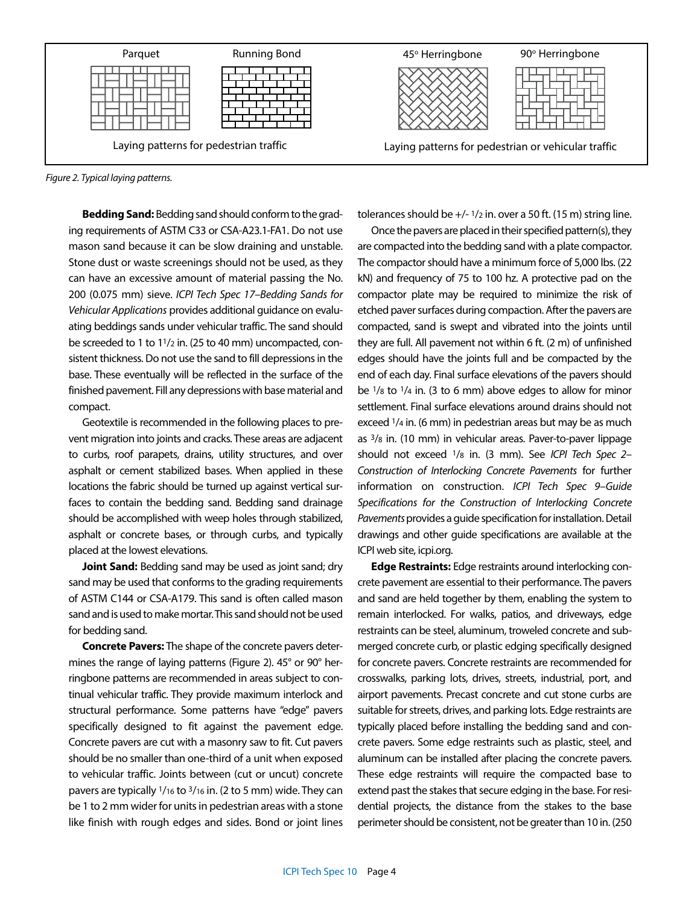Parquet | Running Bond | 45° Herringbone | 90° Herringbone

Laying patterns for pedestrian traffic | Laying patterns for pedestrian or vehicular traffic

*Figure 2. Typical laying patterns.*

**Bedding Sand:** Bedding sand should conform to the grading requirements of ASTM C33 or CSA-A23.1-FA1. Do not use mason sand because it can be slow draining and unstable. Stone dust or waste screenings should not be used, as they can have an excessive amount of material passing the No. 200 (0.075 mm) sieve. *ICPI Tech Spec 17–Bedding Sands for Vehicular Applications* provides additional guidance on evaluating beddings sands under vehicular traffic. The sand should be screeded to 1 to 1 1/2 in. (25 to 40 mm) uncompacted, consistent thickness. Do not use the sand to fill depressions in the base. These eventually will be reflected in the surface of the finished pavement. Fill any depressions with base material and compact.

Geotextile is recommended in the following places to prevent migration into joints and cracks. These areas are adjacent to curbs, roof parapets, drains, utility structures, and over asphalt or cement stabilized bases. When applied in these locations the fabric should be turned up against vertical surfaces to contain the bedding sand. Bedding sand drainage should be accomplished with weep holes through stabilized, asphalt or concrete bases, or through curbs, and typically placed at the lowest elevations.

**Joint Sand:** Bedding sand may be used as joint sand; dry sand may be used that conforms to the grading requirements of ASTM C144 or CSA-A179. This sand is often called mason sand and is used to make mortar. This sand should not be used for bedding sand.

**Concrete Pavers:** The shape of the concrete pavers determines the range of laying patterns (Figure 2). 45° or 90° herringbone patterns are recommended in areas subject to continual vehicular traffic. They provide maximum interlock and structural performance. Some patterns have "edge" pavers specifically designed to fit against the pavement edge. Concrete pavers are cut with a masonry saw to fit. Cut pavers should be no smaller than one-third of a unit when exposed to vehicular traffic. Joints between (cut or uncut) concrete pavers are typically 1/16 to 3/16 in. (2 to 5 mm) wide. They can be 1 to 2 mm wider for units in pedestrian areas with a stone like finish with rough edges and sides. Bond or joint lines tolerances should be +/- 1/2 in. over a 50 ft. (15 m) string line.

Once the pavers are placed in their specified pattern(s), they are compacted into the bedding sand with a plate compactor. The compactor should have a minimum force of 5,000 lbs. (22 kN) and frequency of 75 to 100 hz. A protective pad on the compactor plate may be required to minimize the risk of etched paver surfaces during compaction. After the pavers are compacted, sand is swept and vibrated into the joints until they are full. All pavement not within 6 ft. (2 m) of unfinished edges should have the joints full and be compacted by the end of each day. Final surface elevations of the pavers should be 1/8 to 1/4 in. (3 to 6 mm) above edges to allow for minor settlement. Final surface elevations around drains should not exceed 1/4 in. (6 mm) in pedestrian areas but may be as much as 3/8 in. (10 mm) in vehicular areas. Paver-to-paver lippage should not exceed 1/8 in. (3 mm). See *ICPI Tech Spec 2–Construction of Interlocking Concrete Pavements* for further information on construction. *ICPI Tech Spec 9–Guide Specifications for the Construction of Interlocking Concrete Pavements* provides a guide specification for installation. Detail drawings and other guide specifications are available at the ICPI web site, icpi.org.

**Edge Restraints:** Edge restraints around interlocking concrete pavement are essential to their performance. The pavers and sand are held together by them, enabling the system to remain interlocked. For walks, patios, and driveways, edge restraints can be steel, aluminum, troweled concrete and submerged concrete curb, or plastic edging specifically designed for concrete pavers. Concrete restraints are recommended for crosswalks, parking lots, drives, streets, industrial, port, and airport pavements. Precast concrete and cut stone curbs are suitable for streets, drives, and parking lots. Edge restraints are typically placed before installing the bedding sand and concrete pavers. Some edge restraints such as plastic, steel, and aluminum can be installed after placing the concrete pavers. These edge restraints will require the compacted base to extend past the stakes that secure edging in the base. For residential projects, the distance from the stakes to the base perimeter should be consistent, not be greater than 10 in. (250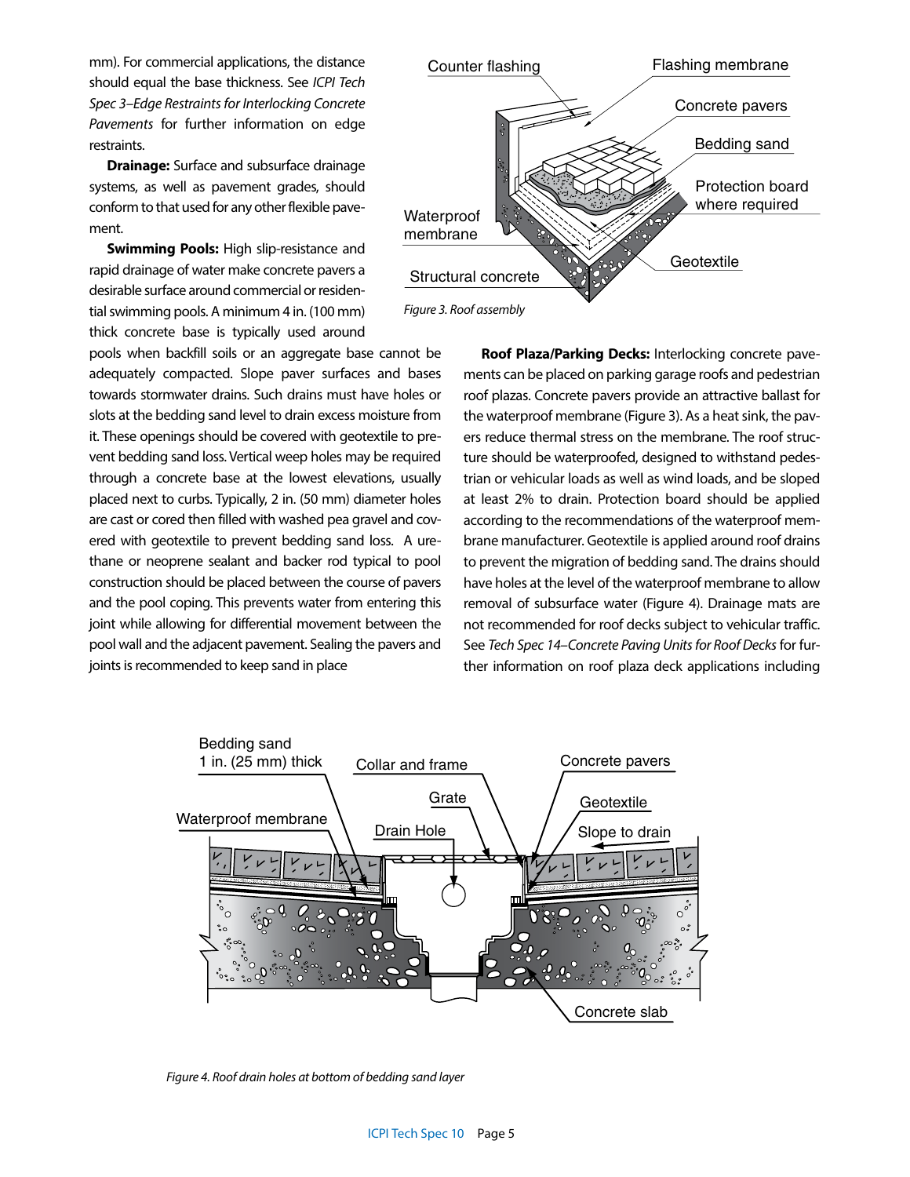mm). For commercial applications, the distance should equal the base thickness. See *ICPI Tech Spec 3–Edge Restraints for Interlocking Concrete Pavements* for further information on edge restraints.

**Drainage:** Surface and subsurface drainage systems, as well as pavement grades, should conform to that used for any other flexible pavement.

**Swimming Pools:** High slip-resistance and rapid drainage of water make concrete pavers a desirable surface around commercial or residential swimming pools. A minimum 4 in. (100 mm) thick concrete base is typically used around pools when backfill soils or an aggregate base cannot be adequately compacted. Slope paver surfaces and bases towards stormwater drains. Such drains must have holes or slots at the bedding sand level to drain excess moisture from it. These openings should be covered with geotextile to prevent bedding sand loss. Vertical weep holes may be required through a concrete base at the lowest elevations, usually placed next to curbs. Typically, 2 in. (50 mm) diameter holes are cast or cored then filled with washed pea gravel and covered with geotextile to prevent bedding sand loss. A urethane or neoprene sealant and backer rod typical to pool construction should be placed between the course of pavers and the pool coping. This prevents water from entering this joint while allowing for differential movement between the pool wall and the adjacent pavement. Sealing the pavers and joints is recommended to keep sand in place

*Figure 3. Roof assembly*

**Roof Plaza/Parking Decks:** Interlocking concrete pavements can be placed on parking garage roofs and pedestrian roof plazas. Concrete pavers provide an attractive ballast for the waterproof membrane (Figure 3). As a heat sink, the pavers reduce thermal stress on the membrane. The roof structure should be waterproofed, designed to withstand pedestrian or vehicular loads as well as wind loads, and be sloped at least 2% to drain. Protection board should be applied according to the recommendations of the waterproof membrane manufacturer. Geotextile is applied around roof drains to prevent the migration of bedding sand. The drains should have holes at the level of the waterproof membrane to allow removal of subsurface water (Figure 4). Drainage mats are not recommended for roof decks subject to vehicular traffic. See *Tech Spec 14–Concrete Paving Units for Roof Decks* for further information on roof plaza deck applications including

*Figure 4. Roof drain holes at bottom of bedding sand layer*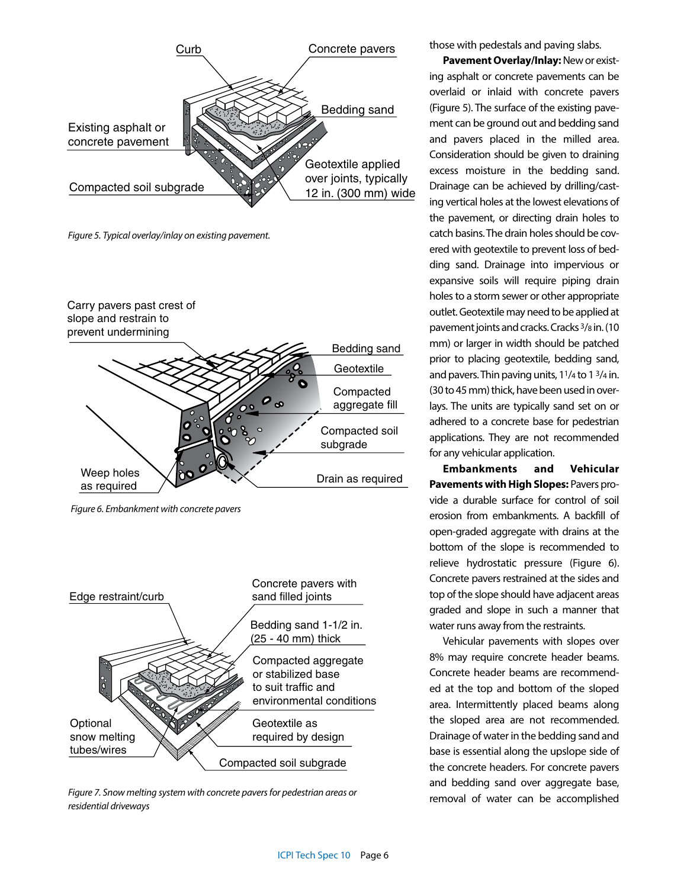Curb

Concrete pavers

Bedding sand

Existing asphalt or concrete pavement

Geotextile applied over joints, typically 12 in. (300 mm) wide

Compacted soil subgrade

*Figure 5. Typical overlay/inlay on existing pavement.*

Carry pavers past crest of slope and restrain to prevent undermining

Bedding sand

Geotextile

Compacted aggregate fill

Compacted soil subgrade

Weep holes as required

Drain as required

*Figure 6. Embankment with concrete pavers*

Edge restraint/curb

Concrete pavers with sand filled joints

Bedding sand 1-1/2 in. (25 - 40 mm) thick

Compacted aggregate or stabilized base to suit traffic and environmental conditions

Optional snow melting tubes/wires

Geotextile as required by design

Compacted soil subgrade

*Figure 7. Snow melting system with concrete pavers for pedestrian areas or residential driveways*

those with pedestals and paving slabs.

**Pavement Overlay/Inlay:** New or existing asphalt or concrete pavements can be overlaid or inlaid with concrete pavers (Figure 5). The surface of the existing pavement can be ground out and bedding sand and pavers placed in the milled area. Consideration should be given to draining excess moisture in the bedding sand. Drainage can be achieved by drilling/casting vertical holes at the lowest elevations of the pavement, or directing drain holes to catch basins. The drain holes should be covered with geotextile to prevent loss of bedding sand. Drainage into impervious or expansive soils will require piping drain holes to a storm sewer or other appropriate outlet. Geotextile may need to be applied at pavement joints and cracks. Cracks 3/8 in. (10 mm) or larger in width should be patched prior to placing geotextile, bedding sand, and pavers. Thin paving units, 1 1/4 to 1 3/4 in. (30 to 45 mm) thick, have been used in overlays. The units are typically sand set on or adhered to a concrete base for pedestrian applications. They are not recommended for any vehicular application.

**Embankments and Vehicular Pavements with High Slopes:** Pavers provide a durable surface for control of soil erosion from embankments. A backfill of open-graded aggregate with drains at the bottom of the slope is recommended to relieve hydrostatic pressure (Figure 6). Concrete pavers restrained at the sides and top of the slope should have adjacent areas graded and slope in such a manner that water runs away from the restraints.

Vehicular pavements with slopes over 8% may require concrete header beams. Concrete header beams are recommended at the top and bottom of the sloped area. Intermittently placed beams along the sloped area are not recommended. Drainage of water in the bedding sand and base is essential along the upslope side of the concrete headers. For concrete pavers and bedding sand over aggregate base, removal of water can be accomplished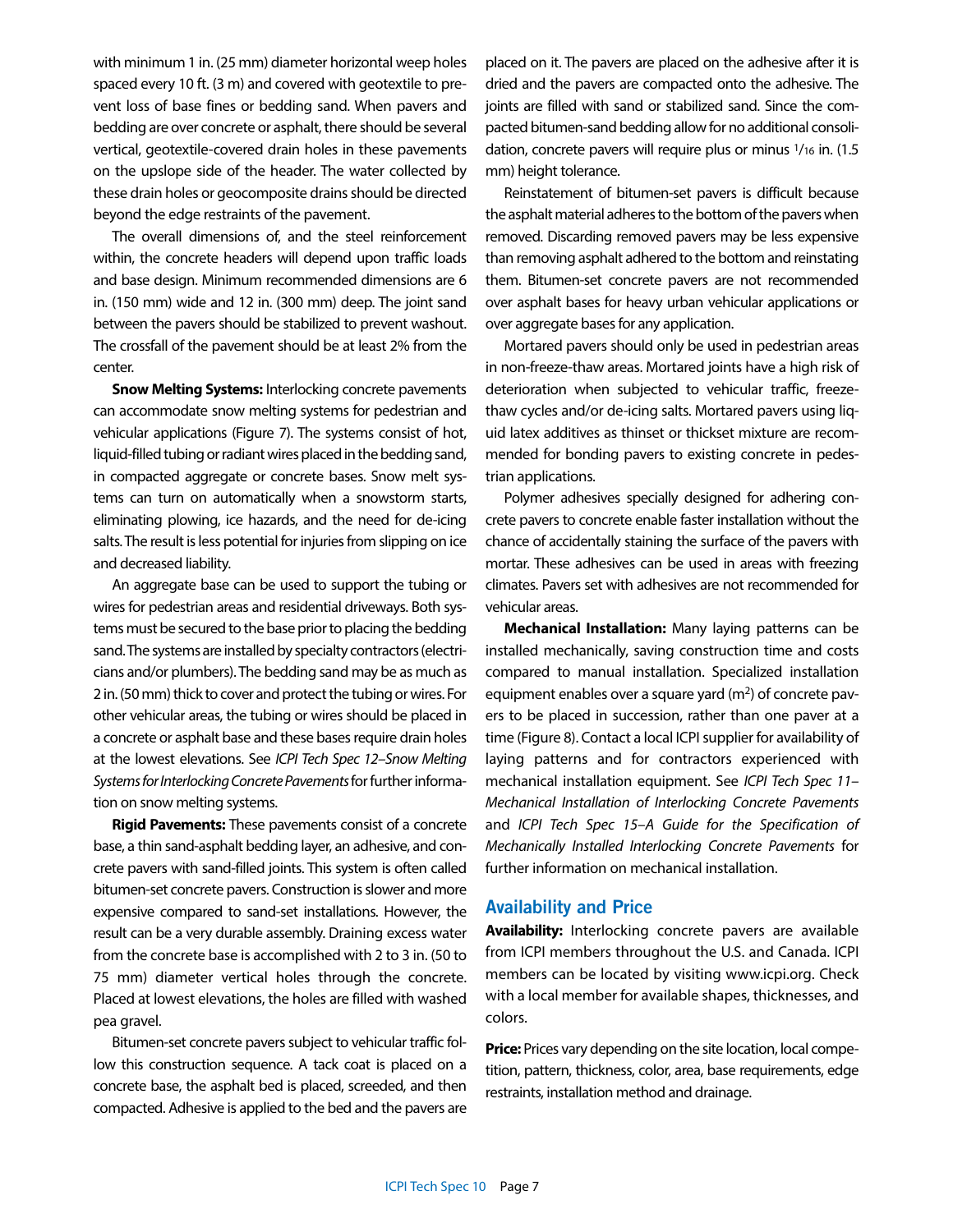with minimum 1 in. (25 mm) diameter horizontal weep holes spaced every 10 ft. (3 m) and covered with geotextile to prevent loss of base fines or bedding sand. When pavers and bedding are over concrete or asphalt, there should be several vertical, geotextile-covered drain holes in these pavements on the upslope side of the header. The water collected by these drain holes or geocomposite drains should be directed beyond the edge restraints of the pavement.

The overall dimensions of, and the steel reinforcement within, the concrete headers will depend upon traffic loads and base design. Minimum recommended dimensions are 6 in. (150 mm) wide and 12 in. (300 mm) deep. The joint sand between the pavers should be stabilized to prevent washout. The crossfall of the pavement should be at least 2% from the center.

**Snow Melting Systems:** Interlocking concrete pavements can accommodate snow melting systems for pedestrian and vehicular applications (Figure 7). The systems consist of hot, liquid-filled tubing or radiant wires placed in the bedding sand, in compacted aggregate or concrete bases. Snow melt systems can turn on automatically when a snowstorm starts, eliminating plowing, ice hazards, and the need for de-icing salts. The result is less potential for injuries from slipping on ice and decreased liability.

An aggregate base can be used to support the tubing or wires for pedestrian areas and residential driveways. Both systems must be secured to the base prior to placing the bedding sand. The systems are installed by specialty contractors (electricians and/or plumbers). The bedding sand may be as much as 2 in. (50 mm) thick to cover and protect the tubing or wires. For other vehicular areas, the tubing or wires should be placed in a concrete or asphalt base and these bases require drain holes at the lowest elevations. See *ICPI Tech Spec 12–Snow Melting Systems for Interlocking Concrete Pavements* for further information on snow melting systems.

**Rigid Pavements:** These pavements consist of a concrete base, a thin sand-asphalt bedding layer, an adhesive, and concrete pavers with sand-filled joints. This system is often called bitumen-set concrete pavers. Construction is slower and more expensive compared to sand-set installations. However, the result can be a very durable assembly. Draining excess water from the concrete base is accomplished with 2 to 3 in. (50 to 75 mm) diameter vertical holes through the concrete. Placed at lowest elevations, the holes are filled with washed pea gravel.

Bitumen-set concrete pavers subject to vehicular traffic follow this construction sequence. A tack coat is placed on a concrete base, the asphalt bed is placed, screeded, and then compacted. Adhesive is applied to the bed and the pavers are placed on it. The pavers are placed on the adhesive after it is dried and the pavers are compacted onto the adhesive. The joints are filled with sand or stabilized sand. Since the compacted bitumen-sand bedding allow for no additional consolidation, concrete pavers will require plus or minus 1/16 in. (1.5 mm) height tolerance.

Reinstatement of bitumen-set pavers is difficult because the asphalt material adheres to the bottom of the pavers when removed. Discarding removed pavers may be less expensive than removing asphalt adhered to the bottom and reinstating them. Bitumen-set concrete pavers are not recommended over asphalt bases for heavy urban vehicular applications or over aggregate bases for any application.

Mortared pavers should only be used in pedestrian areas in non-freeze-thaw areas. Mortared joints have a high risk of deterioration when subjected to vehicular traffic, freeze-thaw cycles and/or de-icing salts. Mortared pavers using liquid latex additives as thinset or thickset mixture are recommended for bonding pavers to existing concrete in pedestrian applications.

Polymer adhesives specially designed for adhering concrete pavers to concrete enable faster installation without the chance of accidentally staining the surface of the pavers with mortar. These adhesives can be used in areas with freezing climates. Pavers set with adhesives are not recommended for vehicular areas.

**Mechanical Installation:** Many laying patterns can be installed mechanically, saving construction time and costs compared to manual installation. Specialized installation equipment enables over a square yard ($m^2$) of concrete pavers to be placed in succession, rather than one paver at a time (Figure 8). Contact a local ICPI supplier for availability of laying patterns and for contractors experienced with mechanical installation equipment. See *ICPI Tech Spec 11–Mechanical Installation of Interlocking Concrete Pavements* and *ICPI Tech Spec 15–A Guide for the Specification of Mechanically Installed Interlocking Concrete Pavements* for further information on mechanical installation.

## Availability and Price

**Availability:** Interlocking concrete pavers are available from ICPI members throughout the U.S. and Canada. ICPI members can be located by visiting www.icpi.org. Check with a local member for available shapes, thicknesses, and colors.

**Price:** Prices vary depending on the site location, local competition, pattern, thickness, color, area, base requirements, edge restraints, installation method and drainage.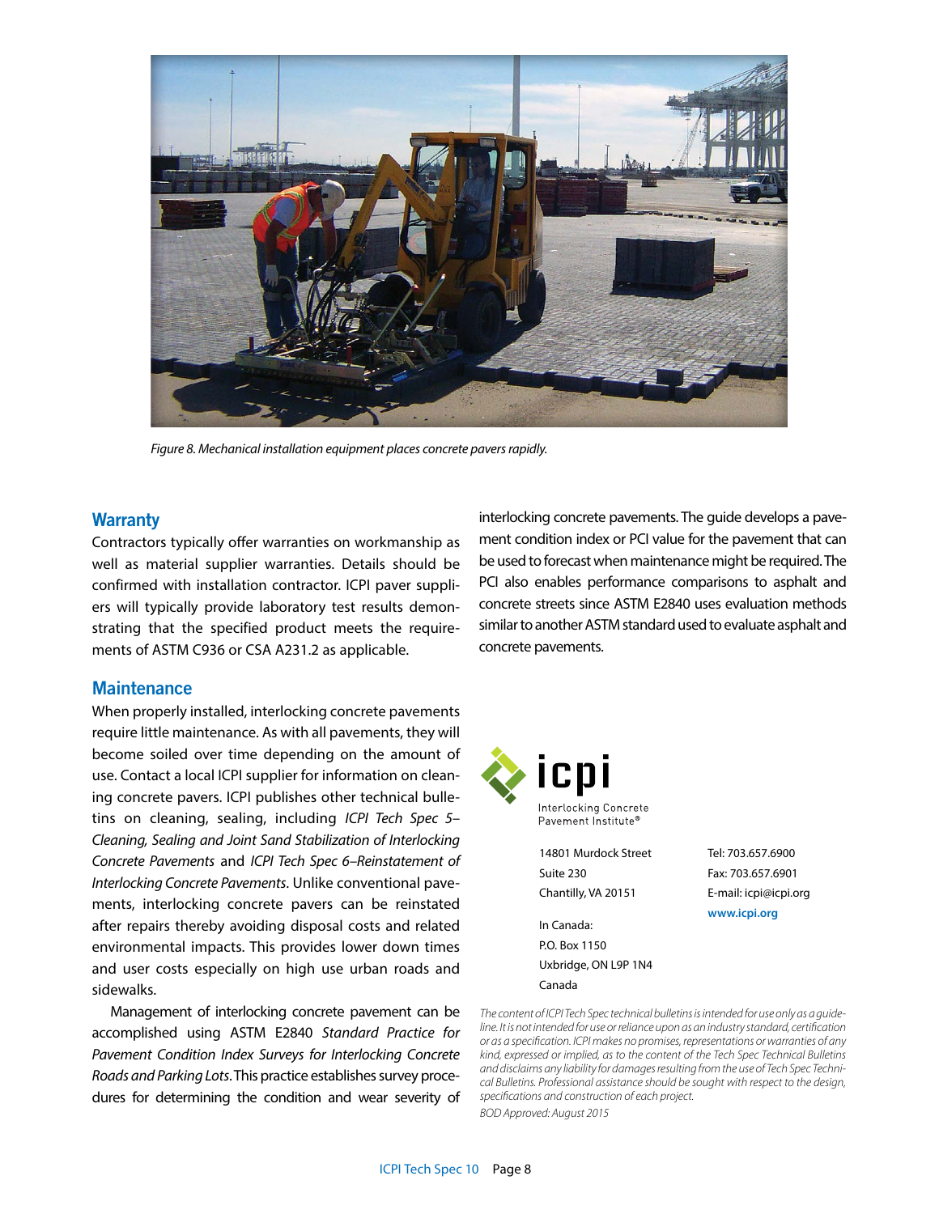Figure 8. Mechanical installation equipment places concrete pavers rapidly.

## Warranty

Contractors typically offer warranties on workmanship as well as material supplier warranties. Details should be confirmed with installation contractor. ICPI paver suppliers will typically provide laboratory test results demonstrating that the specified product meets the requirements of ASTM C936 or CSA A231.2 as applicable.

## Maintenance

When properly installed, interlocking concrete pavements require little maintenance. As with all pavements, they will become soiled over time depending on the amount of use. Contact a local ICPI supplier for information on cleaning concrete pavers. ICPI publishes other technical bulletins on cleaning, sealing, including *ICPI Tech Spec 5–Cleaning, Sealing and Joint Sand Stabilization of Interlocking Concrete Pavements* and *ICPI Tech Spec 6–Reinstatement of Interlocking Concrete Pavements*. Unlike conventional pavements, interlocking concrete pavers can be reinstated after repairs thereby avoiding disposal costs and related environmental impacts. This provides lower down times and user costs especially on high use urban roads and sidewalks.

Management of interlocking concrete pavement can be accomplished using ASTM E2840 *Standard Practice for Pavement Condition Index Surveys for Interlocking Concrete Roads and Parking Lots*. This practice establishes survey procedures for determining the condition and wear severity of interlocking concrete pavements. The guide develops a pavement condition index or PCI value for the pavement that can be used to forecast when maintenance might be required. The PCI also enables performance comparisons to asphalt and concrete streets since ASTM E2840 uses evaluation methods similar to another ASTM standard used to evaluate asphalt and concrete pavements.

icpi
Interlocking Concrete Pavement Institute®

14801 Murdock Street
Suite 230
Chantilly, VA 20151

In Canada:
P.O. Box 1150
Uxbridge, ON L9P 1N4
Canada

Tel: 703.657.6900
Fax: 703.657.6901
E-mail: icpi@icpi.org
**www.icpi.org**

*The content of ICPI Tech Spec technical bulletins is intended for use only as a guideline. It is not intended for use or reliance upon as an industry standard, certification or as a specification. ICPI makes no promises, representations or warranties of any kind, expressed or implied, as to the content of the Tech Spec Technical Bulletins and disclaims any liability for damages resulting from the use of Tech Spec Technical Bulletins. Professional assistance should be sought with respect to the design, specifications and construction of each project.*

*BOD Approved: August 2015*